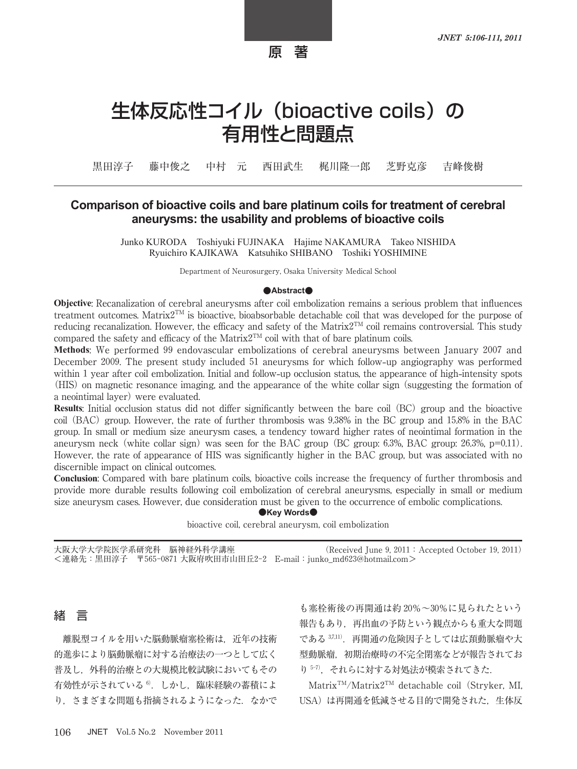原 著

# 生体反応性コイル（bioactive coils）の有用性と問題点

黒田淳子　藤中俊之　中村　元　西田武生　梶川隆一郎　芝野克彦　吉峰俊樹

## Comparison of bioactive coils and bare platinum coils for treatment of cerebral aneurysms: the usability and problems of bioactive coils

Junko KURODA　Toshiyuki FUJINAKA　Hajime NAKAMURA　Takeo NISHIDA
Ryuichiro KAJIKAWA　Katsuhiko SHIBANO　Toshiki YOSHIMINE

Department of Neurosurgery, Osaka University Medical School

**●Abstract●**

**Objective**: Recanalization of cerebral aneurysms after coil embolization remains a serious problem that influences treatment outcomes. Matrix2™ is bioactive, bioabsorbable detachable coil that was developed for the purpose of reducing recanalization. However, the efficacy and safety of the Matrix2™ coil remains controversial. This study compared the safety and efficacy of the Matrix2™ coil with that of bare platinum coils.

**Methods**: We performed 99 endovascular embolizations of cerebral aneurysms between January 2007 and December 2009. The present study included 51 aneurysms for which follow-up angiography was performed within 1 year after coil embolization. Initial and follow-up occlusion status, the appearance of high-intensity spots (HIS) on magnetic resonance imaging, and the appearance of the white collar sign (suggesting the formation of a neointimal layer) were evaluated.

**Results**: Initial occlusion status did not differ significantly between the bare coil (BC) group and the bioactive coil (BAC) group. However, the rate of further thrombosis was 9.38% in the BC group and 15.8% in the BAC group. In small or medium size aneurysm cases, a tendency toward higher rates of neointimal formation in the aneurysm neck (white collar sign) was seen for the BAC group (BC group: 6.3%, BAC group: 26.3%, p=0.11). However, the rate of appearance of HIS was significantly higher in the BAC group, but was associated with no discernible impact on clinical outcomes.

**Conclusion**: Compared with bare platinum coils, bioactive coils increase the frequency of further thrombosis and provide more durable results following coil embolization of cerebral aneurysms, especially in small or medium size aneurysm cases. However, due consideration must be given to the occurrence of embolic complications.

**●Key Words●**

bioactive coil, cerebral aneurysm, coil embolization

大阪大学大学院医学系研究科　脳神経外科学講座　(Received June 9, 2011 : Accepted October 19, 2011)
＜連絡先：黒田淳子　〒565-0871 大阪府吹田市山田丘2-2　E-mail : junko_md623@hotmail.com＞

## 緒　言

離脱型コイルを用いた脳動脈瘤塞栓術は，近年の技術的進歩により脳動脈瘤に対する治療法の一つとして広く普及し，外科的治療との大規模比較試験においてもその有効性が示されている[6]．しかし，臨床経験の蓄積により，さまざまな問題も指摘されるようになった．なかでも塞栓術後の再開通は約20%～30%に見られたという報告もあり，再出血の予防という観点からも重大な問題である[3,7,11]．再開通の危険因子としては広頚動脈瘤や大型動脈瘤，初期治療時の不完全閉塞などが報告されており[5-7]，それらに対する対処法が模索されてきた．

Matrix™/Matrix2™ detachable coil（Stryker, MI, USA）は再開通を低減させる目的で開発された，生体反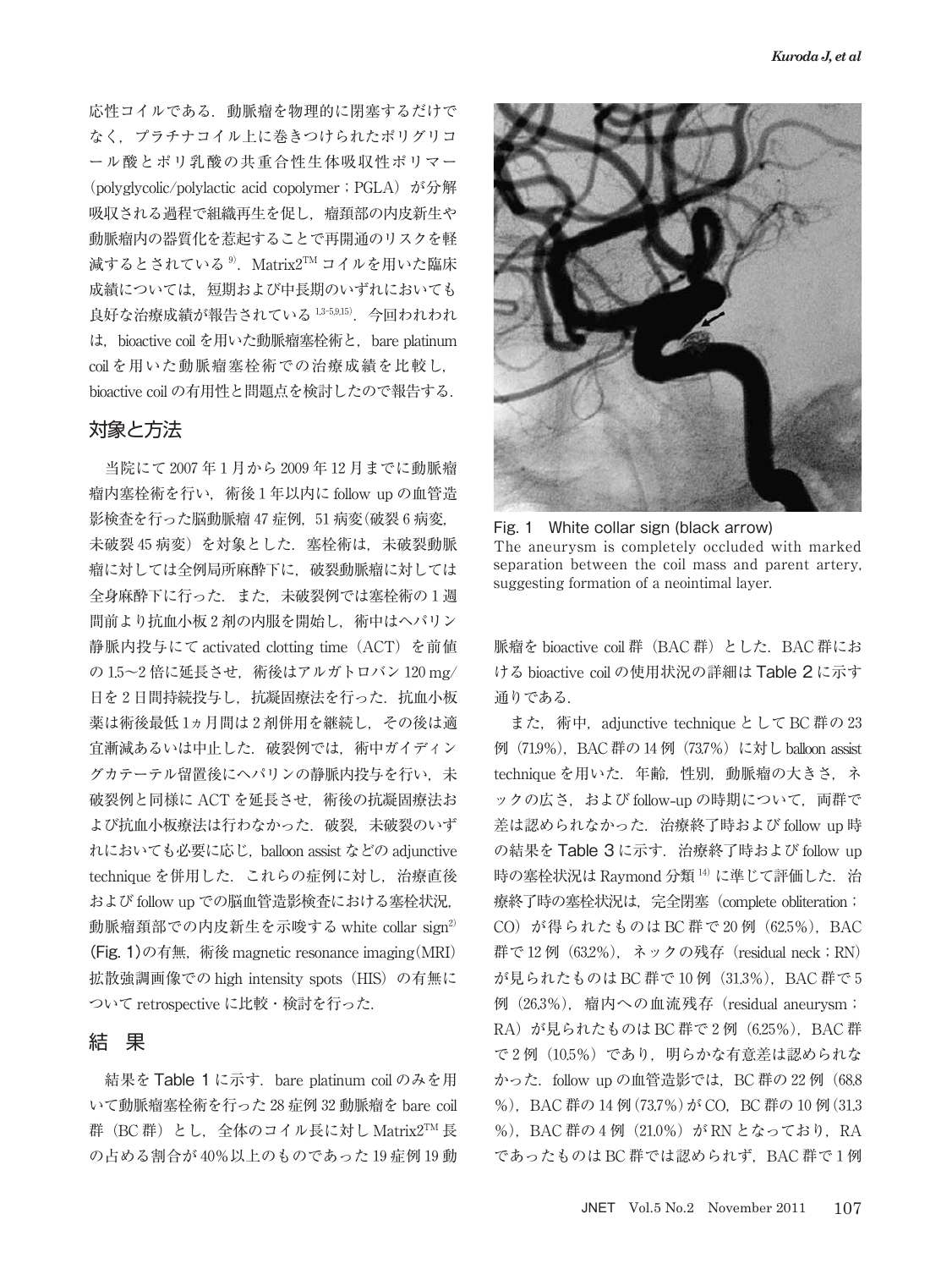応性コイルである．動脈瘤を物理的に閉塞するだけでなく，プラチナコイル上に巻きつけられたポリグリコール酸とポリ乳酸の共重合性生体吸収性ポリマー（polyglycolic/polylactic acid copolymer；PGLA）が分解吸収される過程で組織再生を促し，瘤頸部の内皮新生や動脈瘤内の器質化を惹起することで再開通のリスクを軽減するとされている[9]．Matrix2™ コイルを用いた臨床成績については，短期および中長期のいずれにおいても良好な治療成績が報告されている[1,3-5,9,15]．今回われわれは，bioactive coil を用いた動脈瘤塞栓術と，bare platinum coil を用いた動脈瘤塞栓術での治療成績を比較し，bioactive coil の有用性と問題点を検討したので報告する．

## 対象と方法

当院にて 2007 年 1 月から 2009 年 12 月までに動脈瘤瘤内塞栓術を行い，術後 1 年以内に follow up の血管造影検査を行った脳動脈瘤 47 症例，51 病変（破裂 6 病変，未破裂 45 病変）を対象とした．塞栓術は，未破裂動脈瘤に対しては全例局所麻酔下に，破裂動脈瘤に対しては全身麻酔下に行った．また，未破裂例では塞栓術の 1 週間前より抗血小板 2 剤の内服を開始し，術中はヘパリン静脈内投与にて activated clotting time（ACT）を前値の 1.5〜2 倍に延長させ，術後はアルガトロバン 120 mg/日を 2 日間持続投与し，抗凝固療法を行った．抗血小板薬は術後最低 1ヵ月間は 2 剤併用を継続し，その後は適宜漸減あるいは中止した．破裂例では，術中ガイディングカテーテル留置後にヘパリンの静脈内投与を行い，未破裂例と同様に ACT を延長させ，術後の抗凝固療法および抗血小板療法は行わなかった．破裂，未破裂のいずれにおいても必要に応じ，balloon assist などの adjunctive technique を併用した．これらの症例に対し，治療直後および follow up での脳血管造影検査における塞栓状況，動脈瘤頸部での内皮新生を示唆する white collar sign[2]（Fig. 1）の有無，術後 magnetic resonance imaging（MRI）拡散強調画像での high intensity spots（HIS）の有無について retrospective に比較・検討を行った．

Fig. 1 White collar sign (black arrow)
The aneurysm is completely occluded with marked separation between the coil mass and parent artery, suggesting formation of a neointimal layer.

## 結　果

結果を Table 1 に示す．bare platinum coil のみを用いて動脈瘤塞栓術を行った 28 症例 32 動脈瘤を bare coil 群（BC 群）とし，全体のコイル長に対し Matrix2™ 長の占める割合が 40%以上のものであった 19 症例 19 動脈瘤を bioactive coil 群（BAC 群）とした．BAC 群における bioactive coil の使用状況の詳細は Table 2 に示す通りである．

また，術中，adjunctive technique として BC 群の 23 例（71.9%），BAC 群の 14 例（73.7%）に対し balloon assist technique を用いた．年齢，性別，動脈瘤の大きさ，ネックの広さ，および follow-up の時期について，両群で差は認められなかった．治療終了時および follow up 時の結果を Table 3 に示す．治療終了時および follow up 時の塞栓状況は Raymond 分類[14] に準じて評価した．治療終了時の塞栓状況は，完全閉塞（complete obliteration；CO）が得られたものは BC 群で 20 例（62.5%），BAC 群で 12 例（63.2%），ネックの残存（residual neck；RN）が見られたものは BC 群で 10 例（31.3%），BAC 群で 5 例（26.3%），瘤内への血流残存（residual aneurysm；RA）が見られたものは BC 群で 2 例（6.25%），BAC 群で 2 例（10.5%）であり，明らかな有意差は認められなかった．follow up の血管造影では，BC 群の 22 例（68.8 %），BAC 群の 14 例（73.7%）が CO，BC 群の 10 例（31.3 %），BAC 群の 4 例（21.0%）が RN となっており，RA であったものは BC 群では認められず，BAC 群で 1 例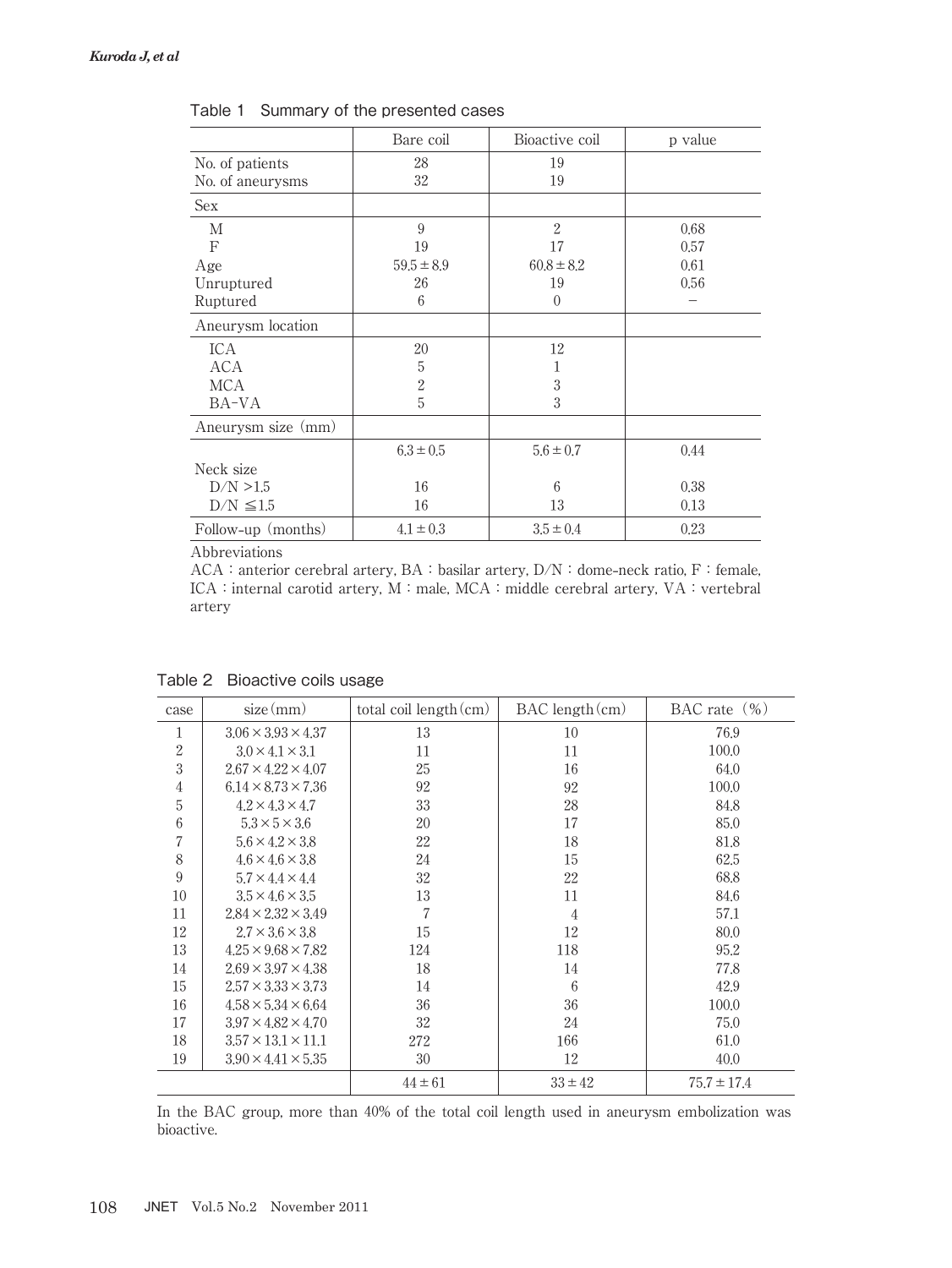Table 1　Summary of the presented cases

| | Bare coil | Bioactive coil | p value |
|---|---|---|---|
| No. of patients | 28 | 19 | |
| No. of aneurysms | 32 | 19 | |
| Sex | | | |
| M | 9 | 2 | 0.68 |
| F | 19 | 17 | 0.57 |
| Age | 59.5 ± 8.9 | 60.8 ± 8.2 | 0.61 |
| Unruptured | 26 | 19 | 0.56 |
| Ruptured | 6 | 0 | – |
| Aneurysm location | | | |
| ICA | 20 | 12 | |
| ACA | 5 | 1 | |
| MCA | 2 | 3 | |
| BA-VA | 5 | 3 | |
| Aneurysm size (mm) | | | |
| | 6.3 ± 0.5 | 5.6 ± 0.7 | 0.44 |
| Neck size | | | |
| D/N >1.5 | 16 | 6 | 0.38 |
| D/N ≦1.5 | 16 | 13 | 0.13 |
| Follow-up (months) | 4.1 ± 0.3 | 3.5 ± 0.4 | 0.23 |

Abbreviations

ACA : anterior cerebral artery, BA : basilar artery, D/N : dome-neck ratio, F : female, ICA : internal carotid artery, M : male, MCA : middle cerebral artery, VA : vertebral artery

Table 2　Bioactive coils usage

| case | size (mm) | total coil length (cm) | BAC length (cm) | BAC rate (%) |
|---|---|---|---|---|
| 1 | 3.06 × 3.93 × 4.37 | 13 | 10 | 76.9 |
| 2 | 3.0 × 4.1 × 3.1 | 11 | 11 | 100.0 |
| 3 | 2.67 × 4.22 × 4.07 | 25 | 16 | 64.0 |
| 4 | 6.14 × 8.73 × 7.36 | 92 | 92 | 100.0 |
| 5 | 4.2 × 4.3 × 4.7 | 33 | 28 | 84.8 |
| 6 | 5.3 × 5 × 3.6 | 20 | 17 | 85.0 |
| 7 | 5.6 × 4.2 × 3.8 | 22 | 18 | 81.8 |
| 8 | 4.6 × 4.6 × 3.8 | 24 | 15 | 62.5 |
| 9 | 5.7 × 4.4 × 4.4 | 32 | 22 | 68.8 |
| 10 | 3.5 × 4.6 × 3.5 | 13 | 11 | 84.6 |
| 11 | 2.84 × 2.32 × 3.49 | 7 | 4 | 57.1 |
| 12 | 2.7 × 3.6 × 3.8 | 15 | 12 | 80.0 |
| 13 | 4.25 × 9.68 × 7.82 | 124 | 118 | 95.2 |
| 14 | 2.69 × 3.97 × 4.38 | 18 | 14 | 77.8 |
| 15 | 2.57 × 3.33 × 3.73 | 14 | 6 | 42.9 |
| 16 | 4.58 × 5.34 × 6.64 | 36 | 36 | 100.0 |
| 17 | 3.97 × 4.82 × 4.70 | 32 | 24 | 75.0 |
| 18 | 3.57 × 13.1 × 11.1 | 272 | 166 | 61.0 |
| 19 | 3.90 × 4.41 × 5.35 | 30 | 12 | 40.0 |
| | | 44 ± 61 | 33 ± 42 | 75.7 ± 17.4 |

In the BAC group, more than 40% of the total coil length used in aneurysm embolization was bioactive.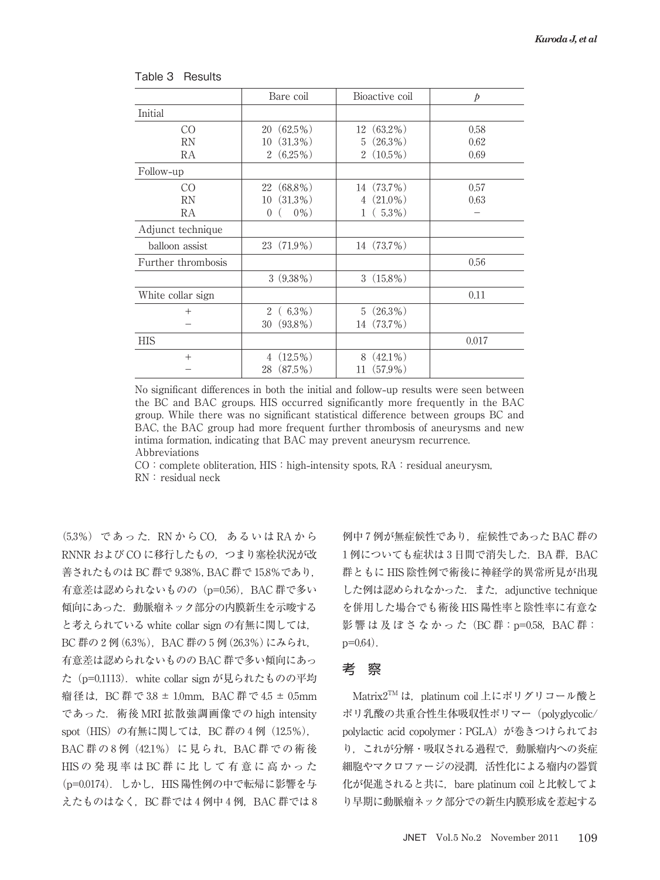Table 3　Results

| | Bare coil | Bioactive coil | $p$ |
|---|---|---|---|
| Initial | | | |
| CO | 20（62.5%） | 12（63.2%） | 0.58 |
| RN | 10（31.3%） | 5（26.3%） | 0.62 |
| RA | 2（6.25%） | 2（10.5%） | 0.69 |
| Follow-up | | | |
| CO | 22（68.8%） | 14（73.7%） | 0.57 |
| RN | 10（31.3%） | 4（21.0%） | 0.63 |
| RA | 0（　0%） | 1（5.3%） | － |
| Adjunct technique | | | |
| balloon assist | 23（71.9%） | 14（73.7%） | |
| Further thrombosis | | | 0.56 |
| | 3（9.38%） | 3（15.8%） | |
| White collar sign | | | 0.11 |
| ＋ | 2（6.3%） | 5（26.3%） | |
| － | 30（93.8%） | 14（73.7%） | |
| HIS | | | 0.017 |
| ＋ | 4（12.5%） | 8（42.1%） | |
| － | 28（87.5%） | 11（57.9%） | |

No significant differences in both the initial and follow-up results were seen between the BC and BAC groups. HIS occurred significantly more frequently in the BAC group. While there was no significant statistical difference between groups BC and BAC, the BAC group had more frequent further thrombosis of aneurysms and new intima formation, indicating that BAC may prevent aneurysm recurrence.
Abbreviations
CO：complete obliteration, HIS：high-intensity spots, RA：residual aneurysm, RN：residual neck

（5.3%）であった．RN から CO，あるいは RA から RNNR および CO に移行したもの，つまり塞栓状況が改善されたものは BC 群で 9.38%，BAC 群で 15.8%であり，有意差は認められないものの（p=0.56），BAC 群で多い傾向にあった．動脈瘤ネック部分の内膜新生を示唆すると考えられている white collar sign の有無に関しては，BC 群の 2 例（6.3%），BAC 群の 5 例（26.3%）にみられ，有意差は認められないものの BAC 群で多い傾向にあった（p=0.1113）．white collar sign が見られたものの平均瘤径は，BC 群で 3.8 ± 1.0mm，BAC 群で 4.5 ± 0.5mm であった．術後 MRI 拡散強調画像での high intensity spot（HIS）の有無に関しては，BC 群の 4 例（12.5%），BAC 群の 8 例（42.1%）に見られ，BAC 群での術後 HIS の発現率は BC 群に比して有意に高かった（p=0.0174）．しかし，HIS 陽性例の中で転帰に影響を与えたものはなく，BC 群では 4 例中 4 例，BAC 群では 8 例中 7 例が無症候性であり，症候性であった BAC 群の 1 例についても症状は 3 日間で消失した．BA 群，BAC 群ともに HIS 陰性例で術後に神経学的異常所見が出現した例は認められなかった．また，adjunctive technique を併用した場合でも術後 HIS 陽性率と陰性率に有意な影響は及ぼさなかった（BC 群：p=0.58，BAC 群：p=0.64）．

## 考　察

Matrix2™ は，platinum coil 上にポリグリコール酸とポリ乳酸の共重合性生体吸収性ポリマー（polyglycolic/polylactic acid copolymer；PGLA）が巻きつけられており，これが分解・吸収される過程で，動脈瘤内への炎症細胞やマクロファージの浸潤，活性化による瘤内の器質化が促進されると共に，bare platinum coil と比較してより早期に動脈瘤ネック部分での新生内膜形成を惹起する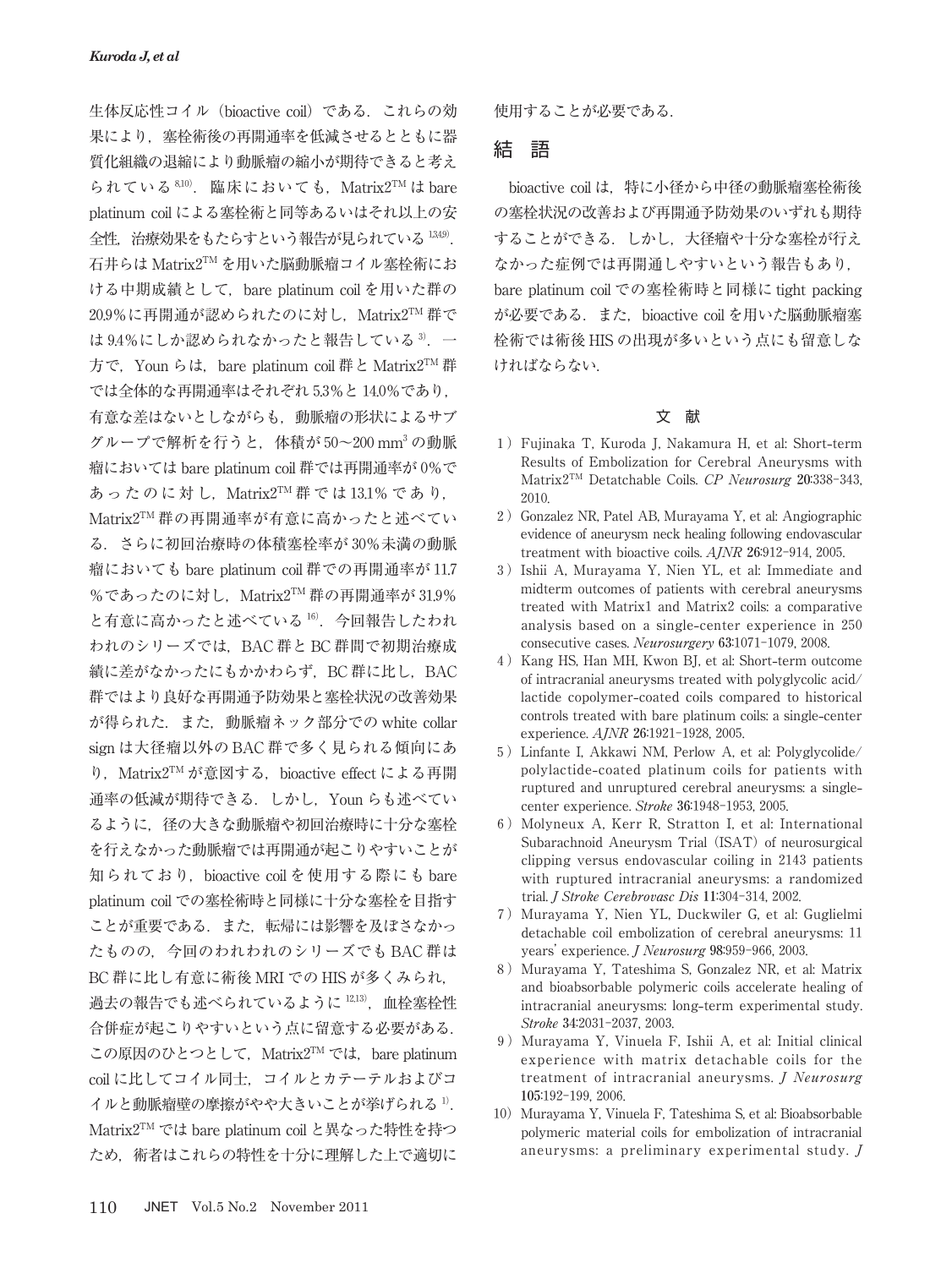生体反応性コイル（bioactive coil）である．これらの効果により，塞栓術後の再開通率を低減させるとともに器質化組織の退縮により動脈瘤の縮小が期待できると考えられている[8,10]．臨床においても，Matrix2™ は bare platinum coil による塞栓術と同等あるいはそれ以上の安全性，治療効果をもたらすという報告が見られている[1,3,4,9]．石井らは Matrix2™ を用いた脳動脈瘤コイル塞栓術における中期成績として，bare platinum coil を用いた群の 20.9％に再開通が認められたのに対し，Matrix2™ 群では 9.4％にしか認められなかったと報告している[3]．一方で，Youn らは，bare platinum coil 群と Matrix2™ 群では全体的な再開通率はそれぞれ 5.3％と 14.0％であり，有意な差はないとしながらも，動脈瘤の形状によるサブグループで解析を行うと，体積が 50～200 $mm^3$ の動脈瘤においては bare platinum coil 群では再開通率が 0％であったのに対し，Matrix2™ 群では 13.1％であり，Matrix2™ 群の再開通率が有意に高かったと述べている．さらに初回治療時の体積塞栓率が 30％未満の動脈瘤においても bare platinum coil 群での再開通率が 11.7％であったのに対し，Matrix2™ 群の再開通率が 31.9％と有意に高かったと述べている[16]．今回報告したわれわれのシリーズでは，BAC 群と BC 群間で初期治療成績に差がなかったにもかかわらず，BC 群に比し，BAC 群ではより良好な再開通予防効果と塞栓状況の改善効果が得られた．また，動脈瘤ネック部分での white collar sign は大径瘤以外の BAC 群で多く見られる傾向にあり，Matrix2™ が意図する，bioactive effect による再開通率の低減が期待できる．しかし，Youn らも述べているように，径の大きな動脈瘤や初回治療時に十分な塞栓を行えなかった動脈瘤では再開通が起こりやすいことが知られており，bioactive coil を使用する際にも bare platinum coil での塞栓術時と同様に十分な塞栓を目指すことが重要である．また，転帰には影響を及ぼさなかったものの，今回のわれわれのシリーズでも BAC 群は BC 群に比し有意に術後 MRI での HIS が多くみられ，過去の報告でも述べられているように[12,13]，血栓塞栓性合併症が起こりやすいという点に留意する必要がある．この原因のひとつとして，Matrix2™ では，bare platinum coil に比してコイル同士，コイルとカテーテルおよびコイルと動脈瘤壁の摩擦がやや大きいことが挙げられる[1]．Matrix2™ では bare platinum coil と異なった特性を持つため，術者はこれらの特性を十分に理解した上で適切に使用することが必要である．

## 結　語

bioactive coil は，特に小径から中径の動脈瘤塞栓術後の塞栓状況の改善および再開通予防効果のいずれも期待することができる．しかし，大径瘤や十分な塞栓が行えなかった症例では再開通しやすいという報告もあり，bare platinum coil での塞栓術時と同様に tight packing が必要である．また，bioactive coil を用いた脳動脈瘤塞栓術では術後 HIS の出現が多いという点にも留意しなければならない．

### 文　献

1）Fujinaka T, Kuroda J, Nakamura H, et al: Short-term Results of Embolization for Cerebral Aneurysms with Matrix2™ Detachable Coils. *CP Neurosurg* **20**:338-343, 2010.

2）Gonzalez NR, Patel AB, Murayama Y, et al: Angiographic evidence of aneurysm neck healing following endovascular treatment with bioactive coils. *AJNR* **26**:912-914, 2005.

3）Ishii A, Murayama Y, Nien YL, et al: Immediate and midterm outcomes of patients with cerebral aneurysms treated with Matrix1 and Matrix2 coils: a comparative analysis based on a single-center experience in 250 consecutive cases. *Neurosurgery* **63**:1071-1079, 2008.

4）Kang HS, Han MH, Kwon BJ, et al: Short-term outcome of intracranial aneurysms treated with polyglycolic acid/lactide copolymer-coated coils compared to historical controls treated with bare platinum coils: a single-center experience. *AJNR* **26**:1921-1928, 2005.

5）Linfante I, Akkawi NM, Perlow A, et al: Polyglycolide/polylactide-coated platinum coils for patients with ruptured and unruptured cerebral aneurysms: a single-center experience. *Stroke* **36**:1948-1953, 2005.

6）Molyneux A, Kerr R, Stratton I, et al: International Subarachnoid Aneurysm Trial (ISAT) of neurosurgical clipping versus endovascular coiling in 2143 patients with ruptured intracranial aneurysms: a randomized trial. *J Stroke Cerebrovasc Dis* **11**:304-314, 2002.

7）Murayama Y, Nien YL, Duckwiler G, et al: Guglielmi detachable coil embolization of cerebral aneurysms: 11 years' experience. *J Neurosurg* **98**:959-966, 2003.

8）Murayama Y, Tateshima S, Gonzalez NR, et al: Matrix and bioabsorbable polymeric coils accelerate healing of intracranial aneurysms: long-term experimental study. *Stroke* **34**:2031-2037, 2003.

9）Murayama Y, Vinuela F, Ishii A, et al: Initial clinical experience with matrix detachable coils for the treatment of intracranial aneurysms. *J Neurosurg* **105**:192-199, 2006.

10）Murayama Y, Vinuela F, Tateshima S, et al: Bioabsorbable polymeric material coils for embolization of intracranial aneurysms: a preliminary experimental study. *J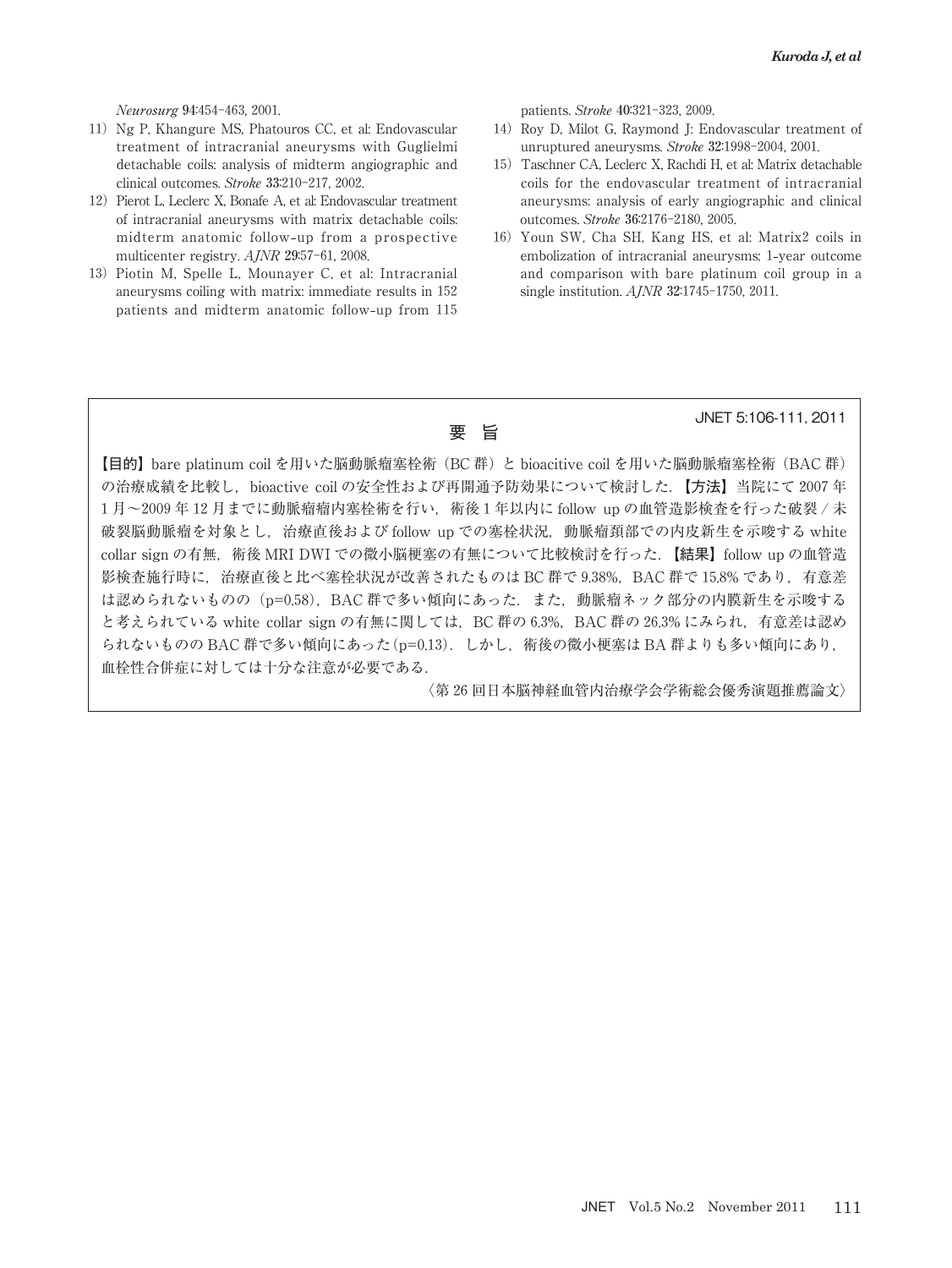Neurosurg 94:454-463, 2001.

11) Ng P, Khangure MS, Phatouros CC, et al: Endovascular treatment of intracranial aneurysms with Guglielmi detachable coils: analysis of midterm angiographic and clinical outcomes. *Stroke* **33**:210-217, 2002.
12) Pierot L, Leclerc X, Bonafe A, et al: Endovascular treatment of intracranial aneurysms with matrix detachable coils: midterm anatomic follow-up from a prospective multicenter registry. *AJNR* **29**:57-61, 2008.
13) Piotin M, Spelle L, Mounayer C, et al: Intracranial aneurysms coiling with matrix: immediate results in 152 patients and midterm anatomic follow-up from 115 patients. *Stroke* **40**:321-323, 2009.
14) Roy D, Milot G, Raymond J: Endovascular treatment of unruptured aneurysms. *Stroke* **32**:1998-2004, 2001.
15) Taschner CA, Leclerc X, Rachdi H, et al: Matrix detachable coils for the endovascular treatment of intracranial aneurysms: analysis of early angiographic and clinical outcomes. *Stroke* **36**:2176-2180, 2005.
16) Youn SW, Cha SH, Kang HS, et al: Matrix2 coils in embolization of intracranial aneurysms: 1-year outcome and comparison with bare platinum coil group in a single institution. *AJNR* **32**:1745-1750, 2011.

JNET 5:106-111, 2011

## 要　旨

**【目的】**bare platinum coil を用いた脳動脈瘤塞栓術（BC 群）と bioacitive coil を用いた脳動脈瘤塞栓術（BAC 群）の治療成績を比較し，bioactive coil の安全性および再開通予防効果について検討した．**【方法】**当院にて 2007 年 1 月～2009 年 12 月までに動脈瘤瘤内塞栓術を行い，術後 1 年以内に follow up の血管造影検査を行った破裂 / 未破裂脳動脈瘤を対象とし，治療直後および follow up での塞栓状況，動脈瘤頚部での内皮新生を示唆する white collar sign の有無，術後 MRI DWI での微小脳梗塞の有無について比較検討を行った．**【結果】**follow up の血管造影検査施行時に，治療直後と比べ塞栓状況が改善されたものは BC 群で 9.38%，BAC 群で 15.8% であり，有意差は認められないものの（p=0.58），BAC 群で多い傾向にあった．また，動脈瘤ネック部分の内膜新生を示唆すると考えられている white collar sign の有無に関しては，BC 群の 6.3%，BAC 群の 26.3% にみられ，有意差は認められないものの BAC 群で多い傾向にあった（p=0.13）．しかし，術後の微小梗塞は BA 群よりも多い傾向にあり，血栓性合併症に対しては十分な注意が必要である．

〈第 26 回日本脳神経血管内治療学会学術総会優秀演題推薦論文〉